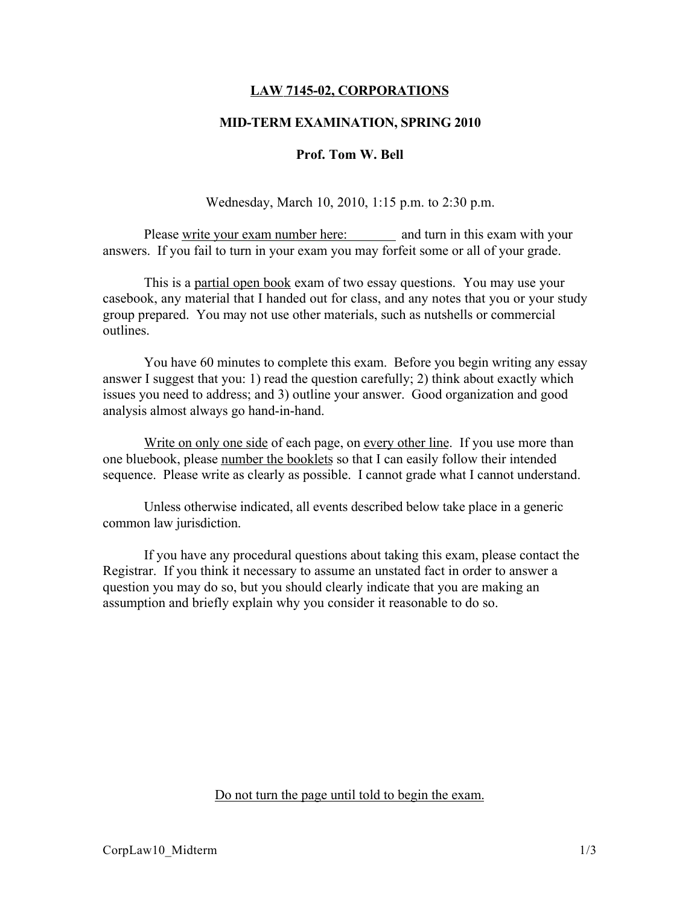**LAW 7145-02, CORPORATIONS**

**MID-TERM EXAMINATION, SPRING 2010**

**Prof. Tom W. Bell**

Wednesday, March 10, 2010, 1:15 p.m. to 2:30 p.m.

Please write your exam number here: ________ and turn in this exam with your answers. If you fail to turn in your exam you may forfeit some or all of your grade.

This is a partial open book exam of two essay questions. You may use your casebook, any material that I handed out for class, and any notes that you or your study group prepared. You may not use other materials, such as nutshells or commercial outlines.

You have 60 minutes to complete this exam. Before you begin writing any essay answer I suggest that you: 1) read the question carefully; 2) think about exactly which issues you need to address; and 3) outline your answer. Good organization and good analysis almost always go hand-in-hand.

Write on only one side of each page, on every other line. If you use more than one bluebook, please number the booklets so that I can easily follow their intended sequence. Please write as clearly as possible. I cannot grade what I cannot understand.

Unless otherwise indicated, all events described below take place in a generic common law jurisdiction.

If you have any procedural questions about taking this exam, please contact the Registrar. If you think it necessary to assume an unstated fact in order to answer a question you may do so, but you should clearly indicate that you are making an assumption and briefly explain why you consider it reasonable to do so.

Do not turn the page until told to begin the exam.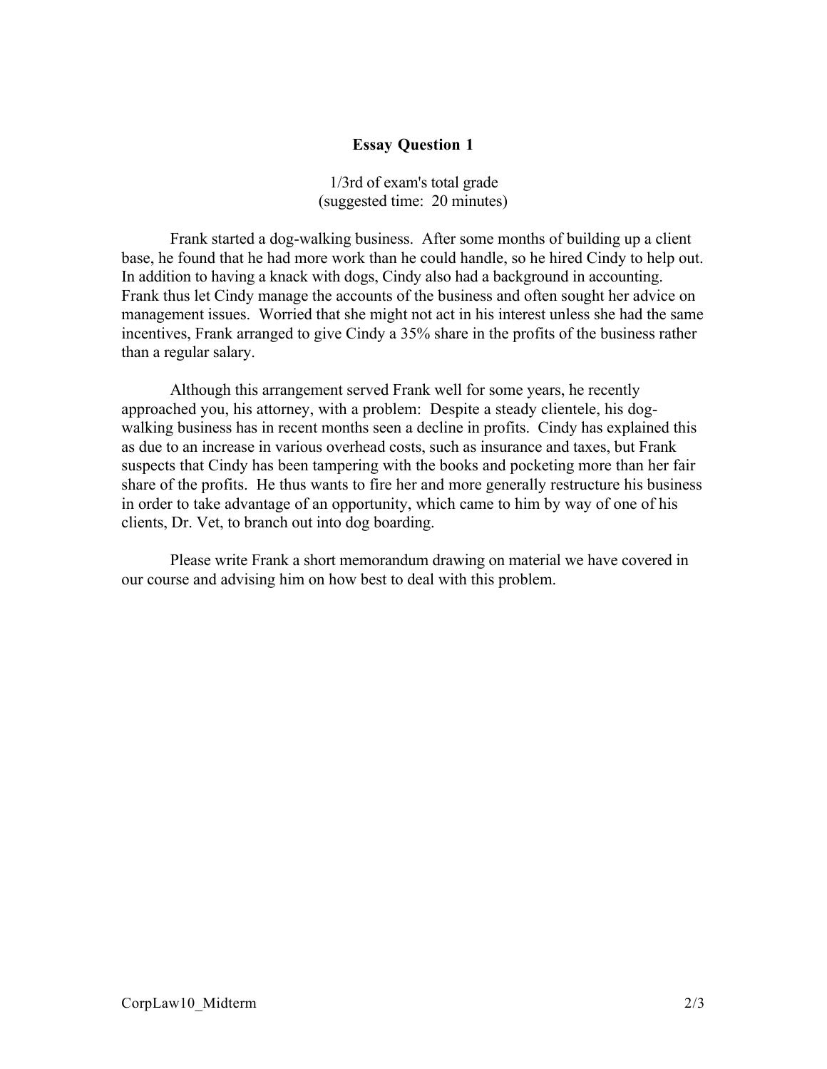## Essay Question 1

1/3rd of exam's total grade
(suggested time: 20 minutes)

Frank started a dog-walking business. After some months of building up a client base, he found that he had more work than he could handle, so he hired Cindy to help out. In addition to having a knack with dogs, Cindy also had a background in accounting. Frank thus let Cindy manage the accounts of the business and often sought her advice on management issues. Worried that she might not act in his interest unless she had the same incentives, Frank arranged to give Cindy a 35% share in the profits of the business rather than a regular salary.

Although this arrangement served Frank well for some years, he recently approached you, his attorney, with a problem: Despite a steady clientele, his dog-walking business has in recent months seen a decline in profits. Cindy has explained this as due to an increase in various overhead costs, such as insurance and taxes, but Frank suspects that Cindy has been tampering with the books and pocketing more than her fair share of the profits. He thus wants to fire her and more generally restructure his business in order to take advantage of an opportunity, which came to him by way of one of his clients, Dr. Vet, to branch out into dog boarding.

Please write Frank a short memorandum drawing on material we have covered in our course and advising him on how best to deal with this problem.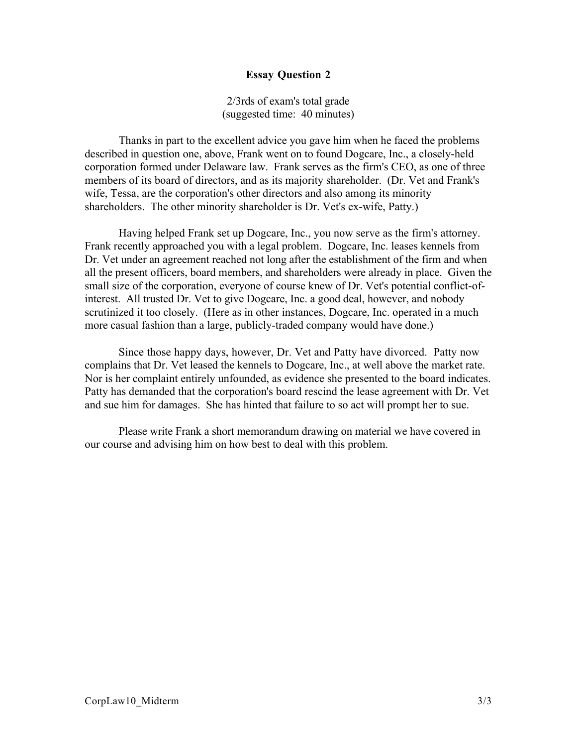# Essay Question 2

2/3rds of exam's total grade
(suggested time: 40 minutes)

Thanks in part to the excellent advice you gave him when he faced the problems described in question one, above, Frank went on to found Dogcare, Inc., a closely-held corporation formed under Delaware law. Frank serves as the firm's CEO, as one of three members of its board of directors, and as its majority shareholder. (Dr. Vet and Frank's wife, Tessa, are the corporation's other directors and also among its minority shareholders. The other minority shareholder is Dr. Vet's ex-wife, Patty.)

Having helped Frank set up Dogcare, Inc., you now serve as the firm's attorney. Frank recently approached you with a legal problem. Dogcare, Inc. leases kennels from Dr. Vet under an agreement reached not long after the establishment of the firm and when all the present officers, board members, and shareholders were already in place. Given the small size of the corporation, everyone of course knew of Dr. Vet's potential conflict-of-interest. All trusted Dr. Vet to give Dogcare, Inc. a good deal, however, and nobody scrutinized it too closely. (Here as in other instances, Dogcare, Inc. operated in a much more casual fashion than a large, publicly-traded company would have done.)

Since those happy days, however, Dr. Vet and Patty have divorced. Patty now complains that Dr. Vet leased the kennels to Dogcare, Inc., at well above the market rate. Nor is her complaint entirely unfounded, as evidence she presented to the board indicates. Patty has demanded that the corporation's board rescind the lease agreement with Dr. Vet and sue him for damages. She has hinted that failure to so act will prompt her to sue.

Please write Frank a short memorandum drawing on material we have covered in our course and advising him on how best to deal with this problem.